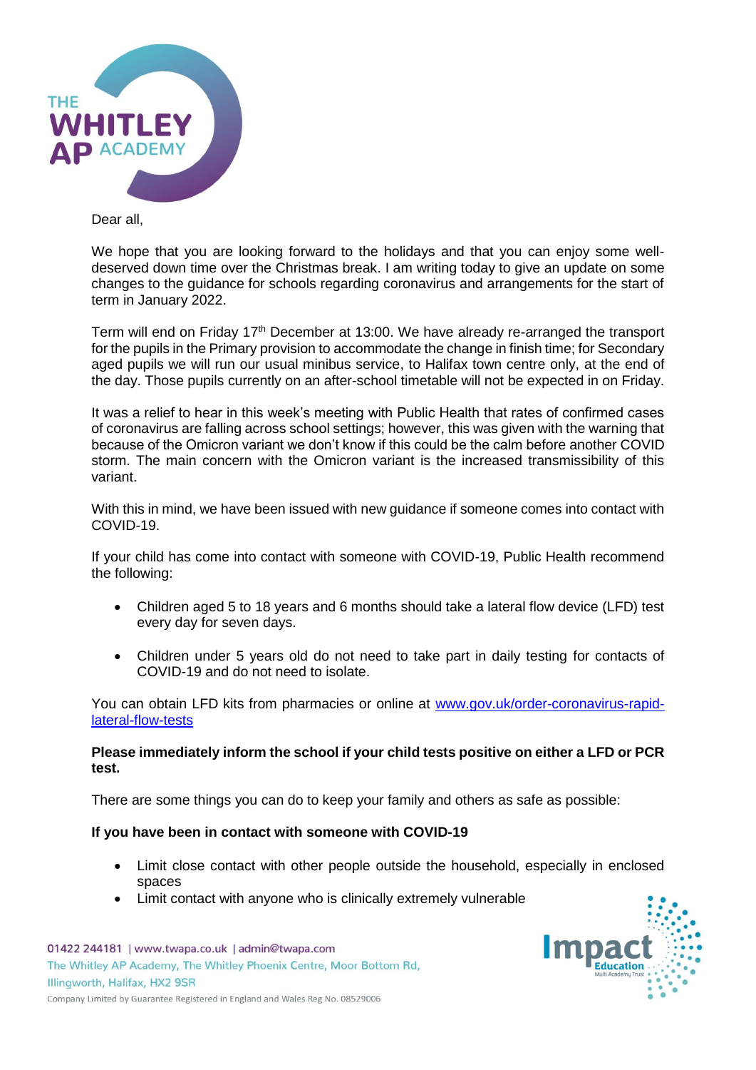Dear all,

We hope that you are looking forward to the holidays and that you can enjoy some well-deserved down time over the Christmas break. I am writing today to give an update on some changes to the guidance for schools regarding coronavirus and arrangements for the start of term in January 2022.

Term will end on Friday 17th December at 13:00. We have already re-arranged the transport for the pupils in the Primary provision to accommodate the change in finish time; for Secondary aged pupils we will run our usual minibus service, to Halifax town centre only, at the end of the day. Those pupils currently on an after-school timetable will not be expected in on Friday.

It was a relief to hear in this week's meeting with Public Health that rates of confirmed cases of coronavirus are falling across school settings; however, this was given with the warning that because of the Omicron variant we don't know if this could be the calm before another COVID storm. The main concern with the Omicron variant is the increased transmissibility of this variant.

With this in mind, we have been issued with new guidance if someone comes into contact with COVID-19.

If your child has come into contact with someone with COVID-19, Public Health recommend the following:

- Children aged 5 to 18 years and 6 months should take a lateral flow device (LFD) test every day for seven days.
- Children under 5 years old do not need to take part in daily testing for contacts of COVID-19 and do not need to isolate.

You can obtain LFD kits from pharmacies or online at [www.gov.uk/order-coronavirus-rapid-lateral-flow-tests](www.gov.uk/order-coronavirus-rapid-lateral-flow-tests)

**Please immediately inform the school if your child tests positive on either a LFD or PCR test.**

There are some things you can do to keep your family and others as safe as possible:

**If you have been in contact with someone with COVID-19**

- Limit close contact with other people outside the household, especially in enclosed spaces
- Limit contact with anyone who is clinically extremely vulnerable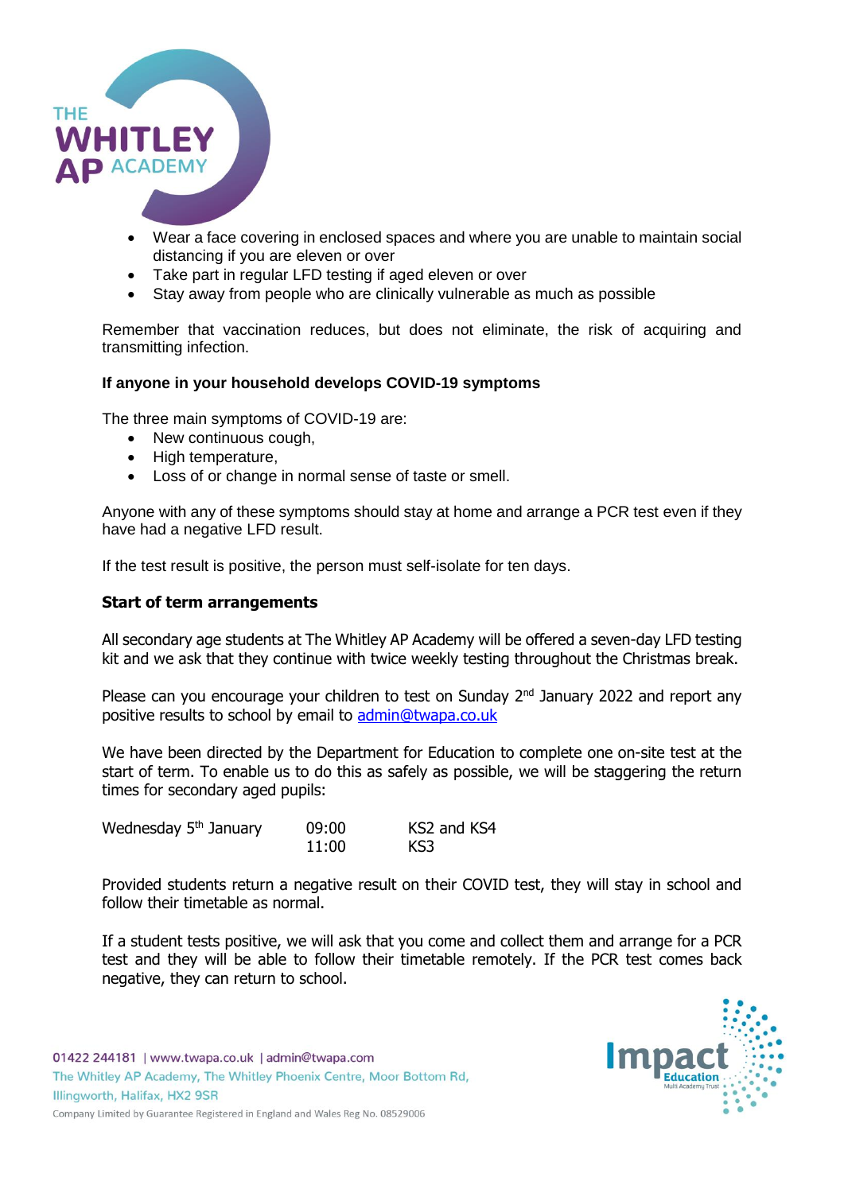- Wear a face covering in enclosed spaces and where you are unable to maintain social distancing if you are eleven or over
- Take part in regular LFD testing if aged eleven or over
- Stay away from people who are clinically vulnerable as much as possible

Remember that vaccination reduces, but does not eliminate, the risk of acquiring and transmitting infection.

**If anyone in your household develops COVID-19 symptoms**

The three main symptoms of COVID-19 are:

- New continuous cough,
- High temperature,
- Loss of or change in normal sense of taste or smell.

Anyone with any of these symptoms should stay at home and arrange a PCR test even if they have had a negative LFD result.

If the test result is positive, the person must self-isolate for ten days.

**Start of term arrangements**

All secondary age students at The Whitley AP Academy will be offered a seven-day LFD testing kit and we ask that they continue with twice weekly testing throughout the Christmas break.

Please can you encourage your children to test on Sunday 2nd January 2022 and report any positive results to school by email to admin@twapa.co.uk

We have been directed by the Department for Education to complete one on-site test at the start of term. To enable us to do this as safely as possible, we will be staggering the return times for secondary aged pupils:

| | | |
|---|---|---|
| Wednesday 5th January | 09:00 | KS2 and KS4 |
| | 11:00 | KS3 |

Provided students return a negative result on their COVID test, they will stay in school and follow their timetable as normal.

If a student tests positive, we will ask that you come and collect them and arrange for a PCR test and they will be able to follow their timetable remotely. If the PCR test comes back negative, they can return to school.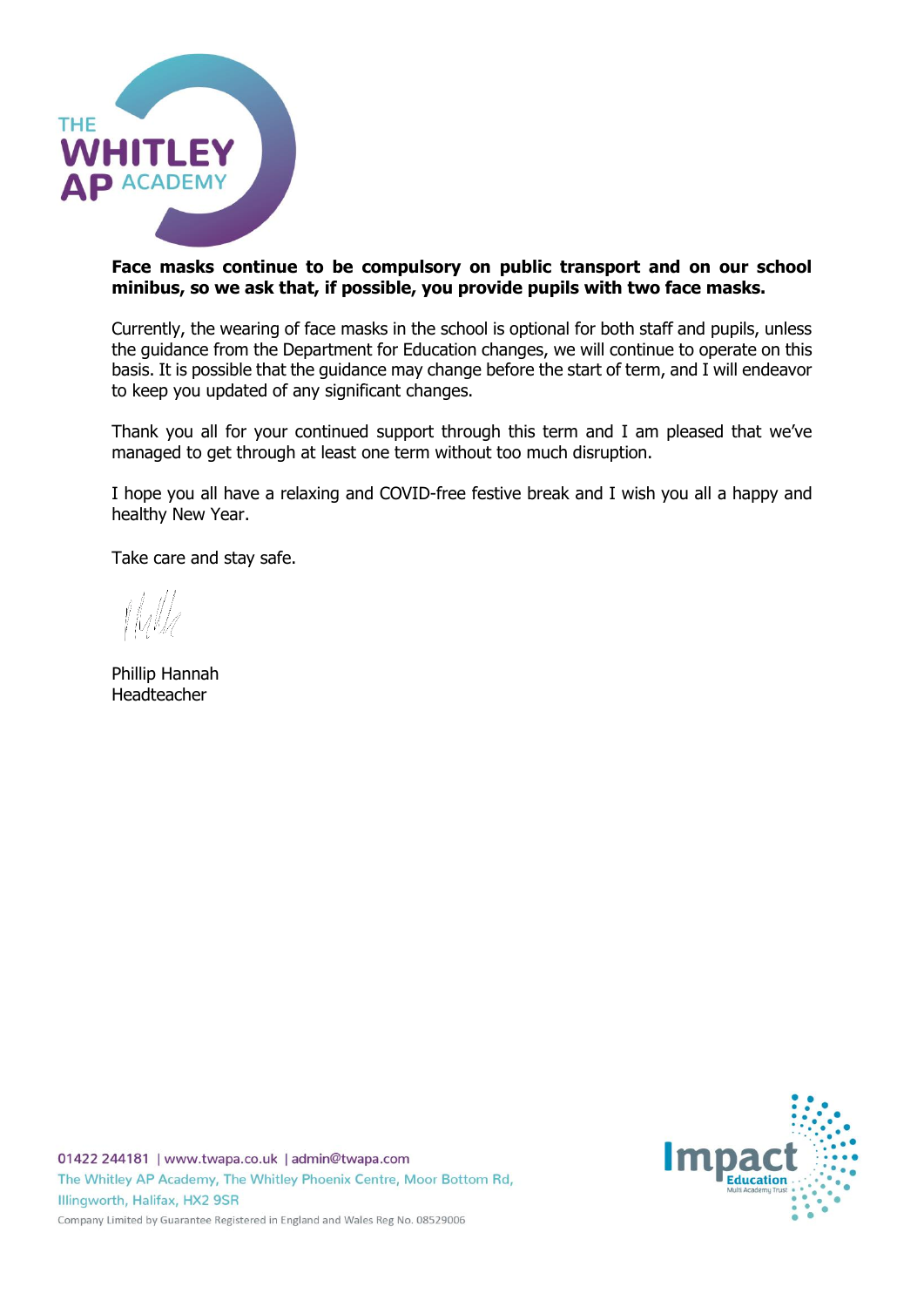**Face masks continue to be compulsory on public transport and on our school minibus, so we ask that, if possible, you provide pupils with two face masks.**

Currently, the wearing of face masks in the school is optional for both staff and pupils, unless the guidance from the Department for Education changes, we will continue to operate on this basis. It is possible that the guidance may change before the start of term, and I will endeavor to keep you updated of any significant changes.

Thank you all for your continued support through this term and I am pleased that we've managed to get through at least one term without too much disruption.

I hope you all have a relaxing and COVID-free festive break and I wish you all a happy and healthy New Year.

Take care and stay safe.

Phillip Hannah
Headteacher

01422 244181 | www.twapa.co.uk | admin@twapa.com
The Whitley AP Academy, The Whitley Phoenix Centre, Moor Bottom Rd, Illingworth, Halifax, HX2 9SR
Company Limited by Guarantee Registered in England and Wales Reg No. 08529006